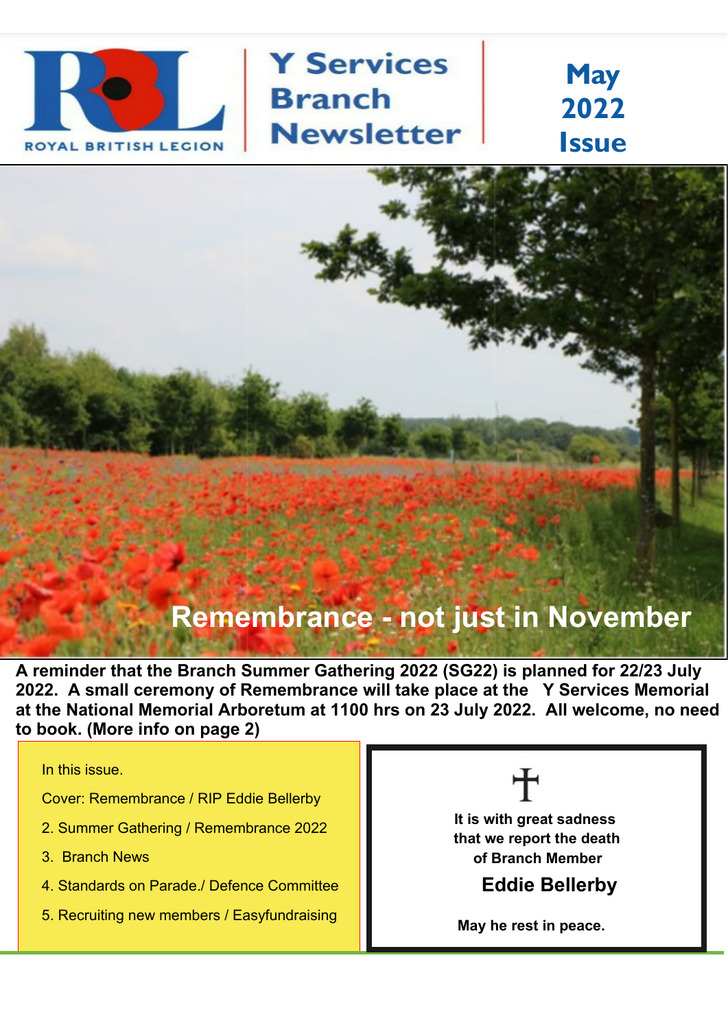ROYAL BRITISH LEGION

# Y Services Branch Newsletter

## May 2022 Issue

## Remembrance - not just in November

**A reminder that the Branch Summer Gathering 2022 (SG22) is planned for 22/23 July 2022. A small ceremony of Remembrance will take place at the Y Services Memorial at the National Memorial Arboretum at 1100 hrs on 23 July 2022. All welcome, no need to book. (More info on page 2)**

In this issue.

Cover: Remembrance / RIP Eddie Bellerby

2. Summer Gathering / Remembrance 2022
3. Branch News
4. Standards on Parade./ Defence Committee
5. Recruiting new members / Easyfundraising

†

**It is with great sadness that we report the death of Branch Member**

**Eddie Bellerby**

**May he rest in peace.**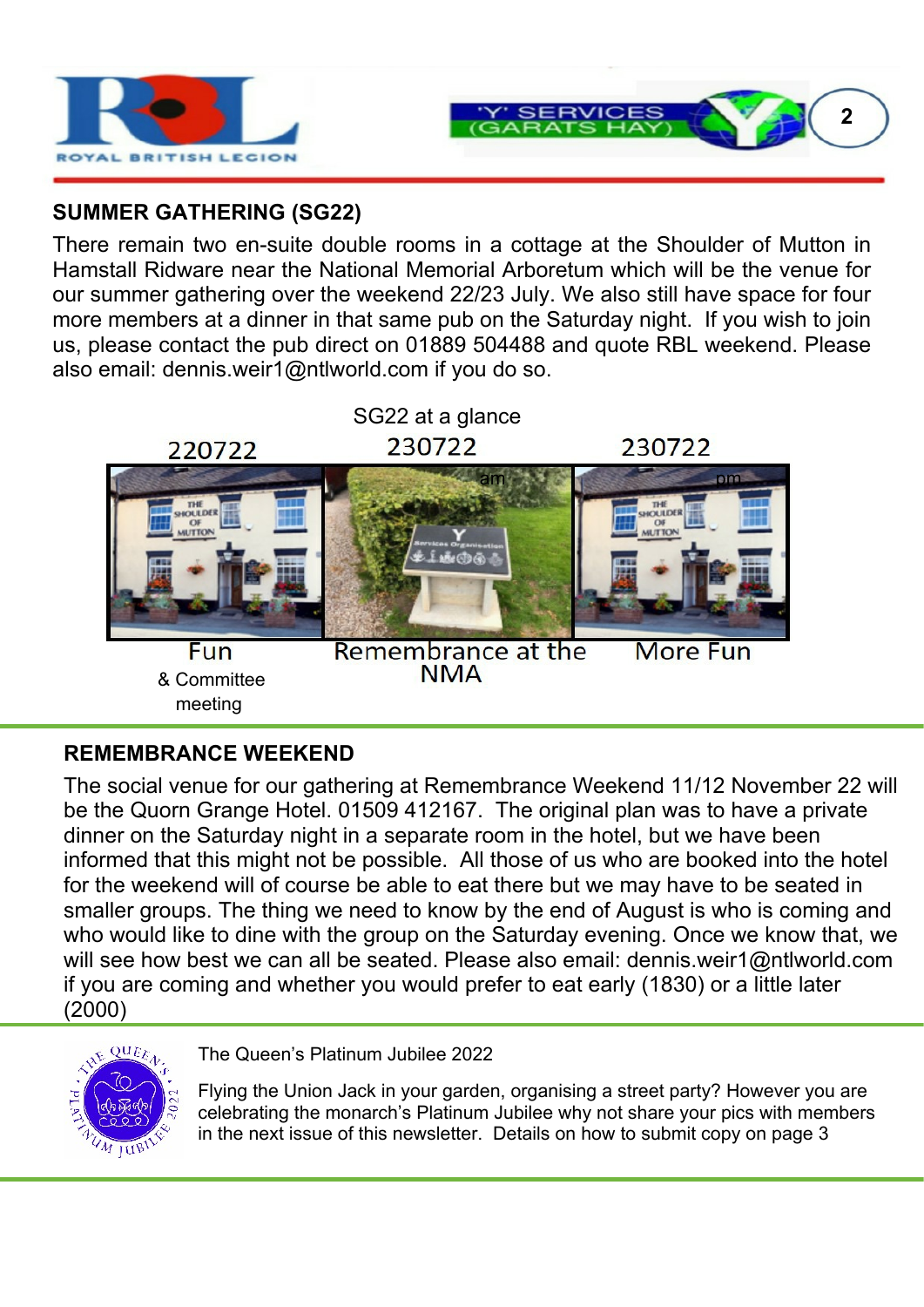## SUMMER GATHERING (SG22)

There remain two en-suite double rooms in a cottage at the Shoulder of Mutton in Hamstall Ridware near the National Memorial Arboretum which will be the venue for our summer gathering over the weekend 22/23 July. We also still have space for four more members at a dinner in that same pub on the Saturday night. If you wish to join us, please contact the pub direct on 01889 504488 and quote RBL weekend. Please also email: dennis.weir1@ntlworld.com if you do so.

SG22 at a glance

| 220722 | 230722 am | 230722 pm |
|---|---|---|
| Fun & Committee meeting | Remembrance at the NMA | More Fun |

## REMEMBRANCE WEEKEND

The social venue for our gathering at Remembrance Weekend 11/12 November 22 will be the Quorn Grange Hotel. 01509 412167. The original plan was to have a private dinner on the Saturday night in a separate room in the hotel, but we have been informed that this might not be possible. All those of us who are booked into the hotel for the weekend will of course be able to eat there but we may have to be seated in smaller groups. The thing we need to know by the end of August is who is coming and who would like to dine with the group on the Saturday evening. Once we know that, we will see how best we can all be seated. Please also email: dennis.weir1@ntlworld.com if you are coming and whether you would prefer to eat early (1830) or a little later (2000)

The Queen's Platinum Jubilee 2022

Flying the Union Jack in your garden, organising a street party? However you are celebrating the monarch's Platinum Jubilee why not share your pics with members in the next issue of this newsletter. Details on how to submit copy on page 3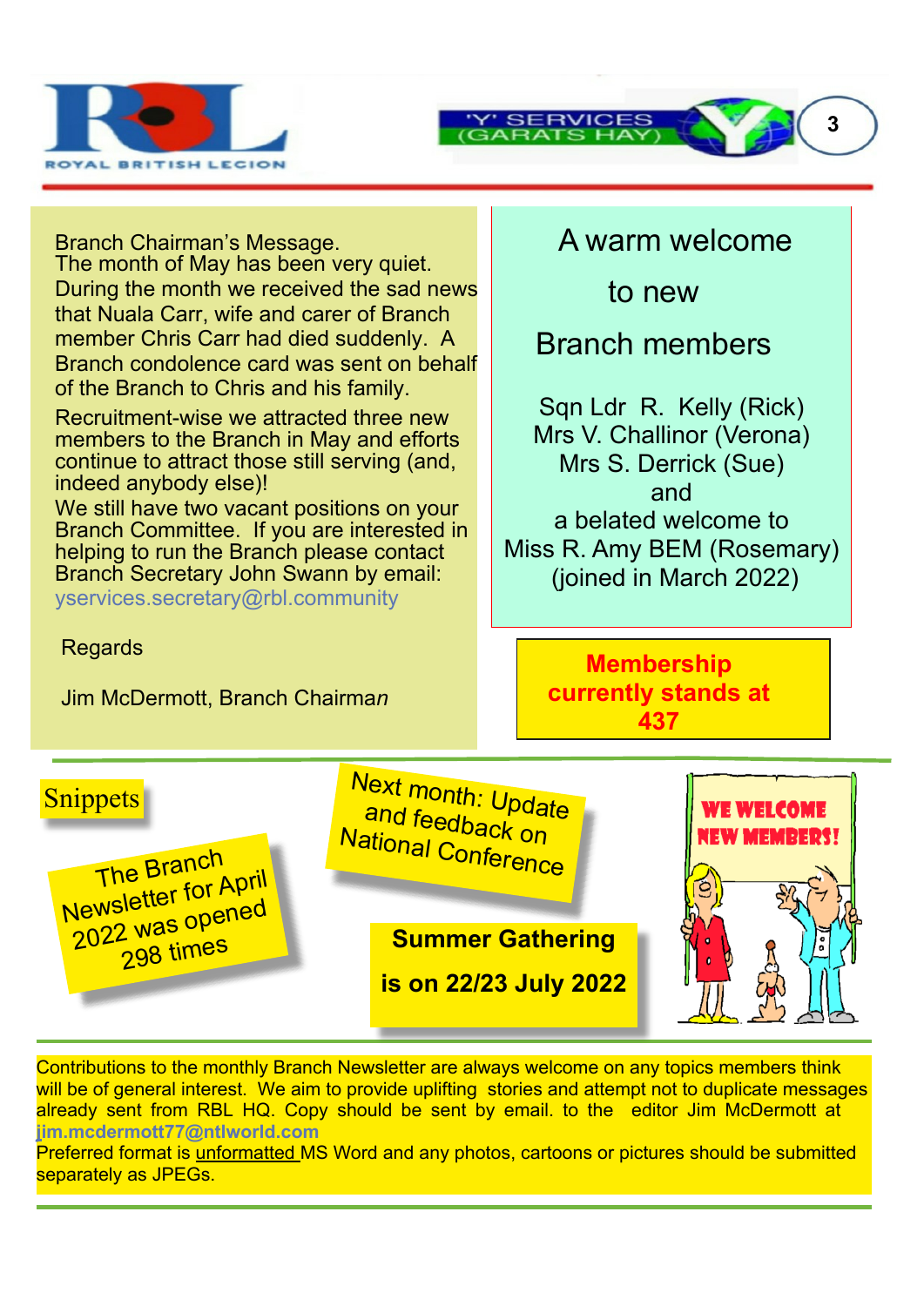## Branch Chairman's Message.

The month of May has been very quiet.

During the month we received the sad news that Nuala Carr, wife and carer of Branch member Chris Carr had died suddenly. A Branch condolence card was sent on behalf of the Branch to Chris and his family.

Recruitment-wise we attracted three new members to the Branch in May and efforts continue to attract those still serving (and, indeed anybody else)!

We still have two vacant positions on your Branch Committee. If you are interested in helping to run the Branch please contact Branch Secretary John Swann by email: yservices.secretary@rbl.community

Regards

Jim McDermott, Branch Chairman

## A warm welcome to new Branch members

Sqn Ldr R. Kelly (Rick)
Mrs V. Challinor (Verona)
Mrs S. Derrick (Sue)
and
a belated welcome to
Miss R. Amy BEM (Rosemary)
(joined in March 2022)

**Membership currently stands at 437**

## Snippets

The Branch Newsletter for April 2022 was opened 298 times

Next month: Update and feedback on National Conference

**Summer Gathering is on 22/23 July 2022**

WE WELCOME NEW MEMBERS!

---

Contributions to the monthly Branch Newsletter are always welcome on any topics members think will be of general interest. We aim to provide uplifting stories and attempt not to duplicate messages already sent from RBL HQ. Copy should be sent by email. to the editor Jim McDermott at **jim.mcdermott77@ntlworld.com**

Preferred format is unformatted MS Word and any photos, cartoons or pictures should be submitted separately as JPEGs.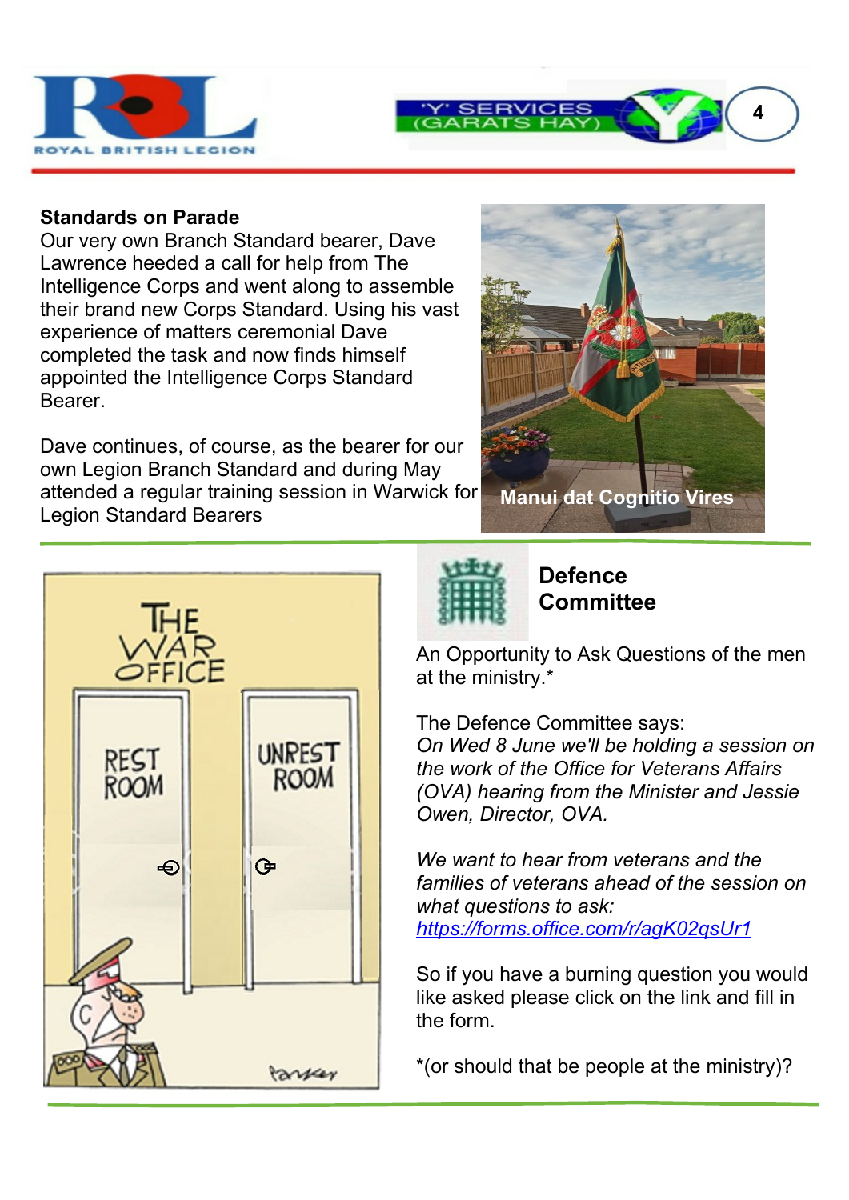## Standards on Parade

Our very own Branch Standard bearer, Dave Lawrence heeded a call for help from The Intelligence Corps and went along to assemble their brand new Corps Standard. Using his vast experience of matters ceremonial Dave completed the task and now finds himself appointed the Intelligence Corps Standard Bearer.

Dave continues, of course, as the bearer for our own Legion Branch Standard and during May attended a regular training session in Warwick for Legion Standard Bearers

Manui dat Cognitio Vires

## Defence Committee

An Opportunity to Ask Questions of the men at the ministry.*

The Defence Committee says:

*On Wed 8 June we'll be holding a session on the work of the Office for Veterans Affairs (OVA) hearing from the Minister and Jessie Owen, Director, OVA.*

*We want to hear from veterans and the families of veterans ahead of the session on what questions to ask:*
[https://forms.office.com/r/agK02qsUr1](https://forms.office.com/r/agK02qsUr1)

So if you have a burning question you would like asked please click on the link and fill in the form.

*(or should that be people at the ministry)?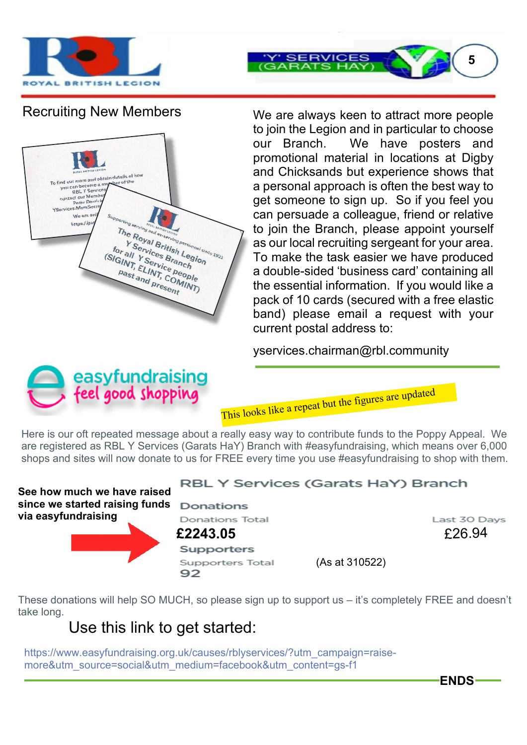## Recruiting New Members

We are always keen to attract more people to join the Legion and in particular to choose our Branch. We have posters and promotional material in locations at Digby and Chicksands but experience shows that a personal approach is often the best way to get someone to sign up. So if you feel you can persuade a colleague, friend or relative to join the Branch, please appoint yourself as our local recruiting sergeant for your area. To make the task easier we have produced a double-sided 'business card' containing all the essential information. If you would like a pack of 10 cards (secured with a free elastic band) please email a request with your current postal address to:

yservices.chairman@rbl.community

easyfundraising
feel good shopping

This looks like a repeat but the figures are updated

Here is our oft repeated message about a really easy way to contribute funds to the Poppy Appeal. We are registered as RBL Y Services (Garats HaY) Branch with #easyfundraising, which means over 6,000 shops and sites will now donate to us for FREE every time you use #easyfundraising to shop with them.

**See how much we have raised since we started raising funds via easyfundraising**

RBL Y Services (Garats HaY) Branch

Donations

Donations Total
**£2243.05**

Last 30 Days
£26.94

Supporters

Supporters Total
**92**

(As at 310522)

These donations will help SO MUCH, so please sign up to support us – it's completely FREE and doesn't take long.

### Use this link to get started:

https://www.easyfundraising.org.uk/causes/rblyservices/?utm_campaign=raise-more&utm_source=social&utm_medium=facebook&utm_content=gs-f1

**ENDS**